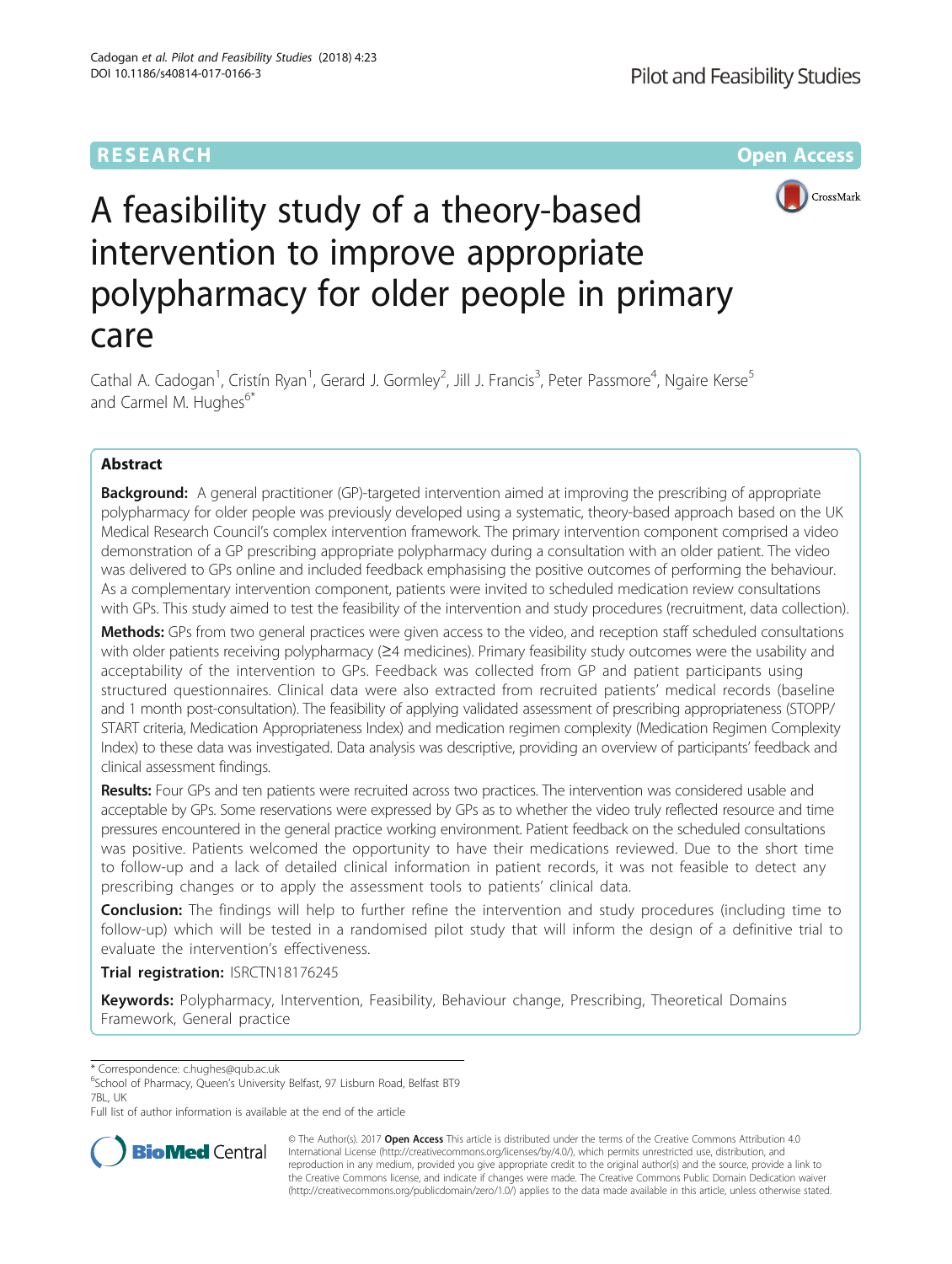RESEARCH Open Access

# A feasibility study of a theory-based intervention to improve appropriate polypharmacy for older people in primary care

Cathal A. Cadogan[1], Cristín Ryan[1], Gerard J. Gormley[2], Jill J. Francis[3], Peter Passmore[4], Ngaire Kerse[5] and Carmel M. Hughes[6*]

## Abstract

**Background:** A general practitioner (GP)-targeted intervention aimed at improving the prescribing of appropriate polypharmacy for older people was previously developed using a systematic, theory-based approach based on the UK Medical Research Council's complex intervention framework. The primary intervention component comprised a video demonstration of a GP prescribing appropriate polypharmacy during a consultation with an older patient. The video was delivered to GPs online and included feedback emphasising the positive outcomes of performing the behaviour. As a complementary intervention component, patients were invited to scheduled medication review consultations with GPs. This study aimed to test the feasibility of the intervention and study procedures (recruitment, data collection).

**Methods:** GPs from two general practices were given access to the video, and reception staff scheduled consultations with older patients receiving polypharmacy (≥4 medicines). Primary feasibility study outcomes were the usability and acceptability of the intervention to GPs. Feedback was collected from GP and patient participants using structured questionnaires. Clinical data were also extracted from recruited patients' medical records (baseline and 1 month post-consultation). The feasibility of applying validated assessment of prescribing appropriateness (STOPP/START criteria, Medication Appropriateness Index) and medication regimen complexity (Medication Regimen Complexity Index) to these data was investigated. Data analysis was descriptive, providing an overview of participants' feedback and clinical assessment findings.

**Results:** Four GPs and ten patients were recruited across two practices. The intervention was considered usable and acceptable by GPs. Some reservations were expressed by GPs as to whether the video truly reflected resource and time pressures encountered in the general practice working environment. Patient feedback on the scheduled consultations was positive. Patients welcomed the opportunity to have their medications reviewed. Due to the short time to follow-up and a lack of detailed clinical information in patient records, it was not feasible to detect any prescribing changes or to apply the assessment tools to patients' clinical data.

**Conclusion:** The findings will help to further refine the intervention and study procedures (including time to follow-up) which will be tested in a randomised pilot study that will inform the design of a definitive trial to evaluate the intervention's effectiveness.

**Trial registration:** ISRCTN18176245

**Keywords:** Polypharmacy, Intervention, Feasibility, Behaviour change, Prescribing, Theoretical Domains Framework, General practice

---

\* Correspondence: c.hughes@qub.ac.uk

[6]School of Pharmacy, Queen's University Belfast, 97 Lisburn Road, Belfast BT9 7BL, UK

Full list of author information is available at the end of the article

© The Author(s). 2017 **Open Access** This article is distributed under the terms of the Creative Commons Attribution 4.0 International License (http://creativecommons.org/licenses/by/4.0/), which permits unrestricted use, distribution, and reproduction in any medium, provided you give appropriate credit to the original author(s) and the source, provide a link to the Creative Commons license, and indicate if changes were made. The Creative Commons Public Domain Dedication waiver (http://creativecommons.org/publicdomain/zero/1.0/) applies to the data made available in this article, unless otherwise stated.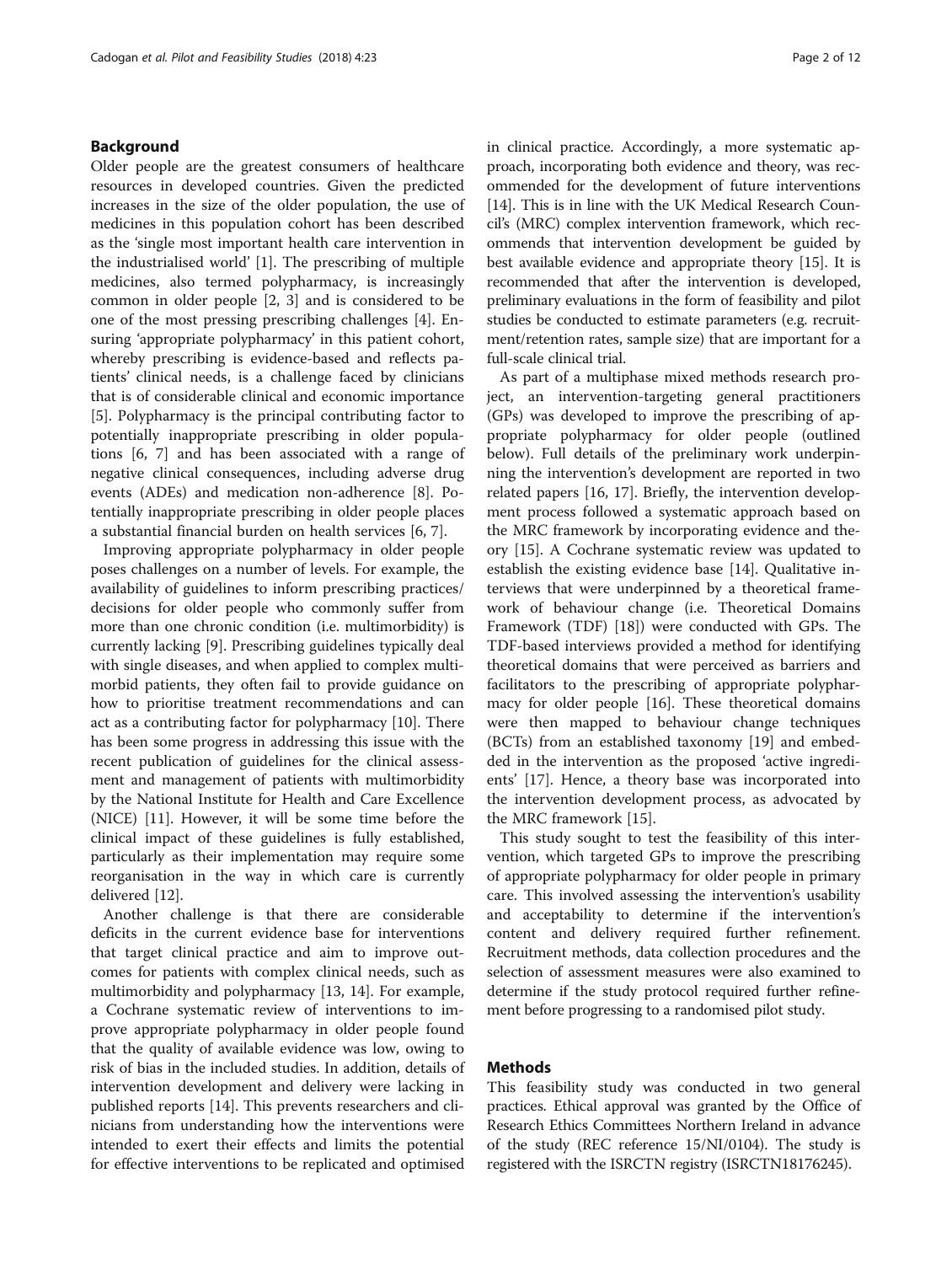## Background

Older people are the greatest consumers of healthcare resources in developed countries. Given the predicted increases in the size of the older population, the use of medicines in this population cohort has been described as the 'single most important health care intervention in the industrialised world' [1]. The prescribing of multiple medicines, also termed polypharmacy, is increasingly common in older people [2, 3] and is considered to be one of the most pressing prescribing challenges [4]. Ensuring 'appropriate polypharmacy' in this patient cohort, whereby prescribing is evidence-based and reflects patients' clinical needs, is a challenge faced by clinicians that is of considerable clinical and economic importance [5]. Polypharmacy is the principal contributing factor to potentially inappropriate prescribing in older populations [6, 7] and has been associated with a range of negative clinical consequences, including adverse drug events (ADEs) and medication non-adherence [8]. Potentially inappropriate prescribing in older people places a substantial financial burden on health services [6, 7].

Improving appropriate polypharmacy in older people poses challenges on a number of levels. For example, the availability of guidelines to inform prescribing practices/decisions for older people who commonly suffer from more than one chronic condition (i.e. multimorbidity) is currently lacking [9]. Prescribing guidelines typically deal with single diseases, and when applied to complex multimorbid patients, they often fail to provide guidance on how to prioritise treatment recommendations and can act as a contributing factor for polypharmacy [10]. There has been some progress in addressing this issue with the recent publication of guidelines for the clinical assessment and management of patients with multimorbidity by the National Institute for Health and Care Excellence (NICE) [11]. However, it will be some time before the clinical impact of these guidelines is fully established, particularly as their implementation may require some reorganisation in the way in which care is currently delivered [12].

Another challenge is that there are considerable deficits in the current evidence base for interventions that target clinical practice and aim to improve outcomes for patients with complex clinical needs, such as multimorbidity and polypharmacy [13, 14]. For example, a Cochrane systematic review of interventions to improve appropriate polypharmacy in older people found that the quality of available evidence was low, owing to risk of bias in the included studies. In addition, details of intervention development and delivery were lacking in published reports [14]. This prevents researchers and clinicians from understanding how the interventions were intended to exert their effects and limits the potential for effective interventions to be replicated and optimised in clinical practice. Accordingly, a more systematic approach, incorporating both evidence and theory, was recommended for the development of future interventions [14]. This is in line with the UK Medical Research Council's (MRC) complex intervention framework, which recommends that intervention development be guided by best available evidence and appropriate theory [15]. It is recommended that after the intervention is developed, preliminary evaluations in the form of feasibility and pilot studies be conducted to estimate parameters (e.g. recruitment/retention rates, sample size) that are important for a full-scale clinical trial.

As part of a multiphase mixed methods research project, an intervention-targeting general practitioners (GPs) was developed to improve the prescribing of appropriate polypharmacy for older people (outlined below). Full details of the preliminary work underpinning the intervention's development are reported in two related papers [16, 17]. Briefly, the intervention development process followed a systematic approach based on the MRC framework by incorporating evidence and theory [15]. A Cochrane systematic review was updated to establish the existing evidence base [14]. Qualitative interviews that were underpinned by a theoretical framework of behaviour change (i.e. Theoretical Domains Framework (TDF) [18]) were conducted with GPs. The TDF-based interviews provided a method for identifying theoretical domains that were perceived as barriers and facilitators to the prescribing of appropriate polypharmacy for older people [16]. These theoretical domains were then mapped to behaviour change techniques (BCTs) from an established taxonomy [19] and embedded in the intervention as the proposed 'active ingredients' [17]. Hence, a theory base was incorporated into the intervention development process, as advocated by the MRC framework [15].

This study sought to test the feasibility of this intervention, which targeted GPs to improve the prescribing of appropriate polypharmacy for older people in primary care. This involved assessing the intervention's usability and acceptability to determine if the intervention's content and delivery required further refinement. Recruitment methods, data collection procedures and the selection of assessment measures were also examined to determine if the study protocol required further refinement before progressing to a randomised pilot study.

## Methods

This feasibility study was conducted in two general practices. Ethical approval was granted by the Office of Research Ethics Committees Northern Ireland in advance of the study (REC reference 15/NI/0104). The study is registered with the ISRCTN registry (ISRCTN18176245).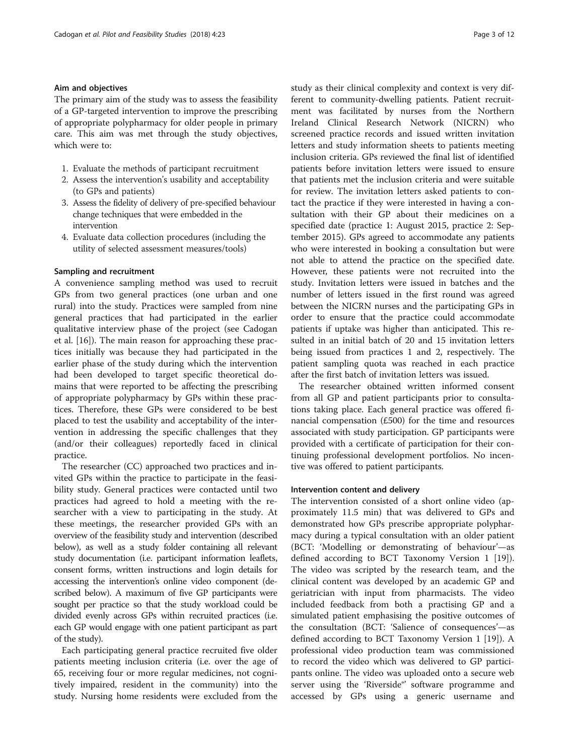### Aim and objectives

The primary aim of the study was to assess the feasibility of a GP-targeted intervention to improve the prescribing of appropriate polypharmacy for older people in primary care. This aim was met through the study objectives, which were to:

1. Evaluate the methods of participant recruitment
2. Assess the intervention's usability and acceptability (to GPs and patients)
3. Assess the fidelity of delivery of pre-specified behaviour change techniques that were embedded in the intervention
4. Evaluate data collection procedures (including the utility of selected assessment measures/tools)

### Sampling and recruitment

A convenience sampling method was used to recruit GPs from two general practices (one urban and one rural) into the study. Practices were sampled from nine general practices that had participated in the earlier qualitative interview phase of the project (see Cadogan et al. [16]). The main reason for approaching these practices initially was because they had participated in the earlier phase of the study during which the intervention had been developed to target specific theoretical domains that were reported to be affecting the prescribing of appropriate polypharmacy by GPs within these practices. Therefore, these GPs were considered to be best placed to test the usability and acceptability of the intervention in addressing the specific challenges that they (and/or their colleagues) reportedly faced in clinical practice.

The researcher (CC) approached two practices and invited GPs within the practice to participate in the feasibility study. General practices were contacted until two practices had agreed to hold a meeting with the researcher with a view to participating in the study. At these meetings, the researcher provided GPs with an overview of the feasibility study and intervention (described below), as well as a study folder containing all relevant study documentation (i.e. participant information leaflets, consent forms, written instructions and login details for accessing the intervention's online video component (described below). A maximum of five GP participants were sought per practice so that the study workload could be divided evenly across GPs within recruited practices (i.e. each GP would engage with one patient participant as part of the study).

Each participating general practice recruited five older patients meeting inclusion criteria (i.e. over the age of 65, receiving four or more regular medicines, not cognitively impaired, resident in the community) into the study. Nursing home residents were excluded from the study as their clinical complexity and context is very different to community-dwelling patients. Patient recruitment was facilitated by nurses from the Northern Ireland Clinical Research Network (NICRN) who screened practice records and issued written invitation letters and study information sheets to patients meeting inclusion criteria. GPs reviewed the final list of identified patients before invitation letters were issued to ensure that patients met the inclusion criteria and were suitable for review. The invitation letters asked patients to contact the practice if they were interested in having a consultation with their GP about their medicines on a specified date (practice 1: August 2015, practice 2: September 2015). GPs agreed to accommodate any patients who were interested in booking a consultation but were not able to attend the practice on the specified date. However, these patients were not recruited into the study. Invitation letters were issued in batches and the number of letters issued in the first round was agreed between the NICRN nurses and the participating GPs in order to ensure that the practice could accommodate patients if uptake was higher than anticipated. This resulted in an initial batch of 20 and 15 invitation letters being issued from practices 1 and 2, respectively. The patient sampling quota was reached in each practice after the first batch of invitation letters was issued.

The researcher obtained written informed consent from all GP and patient participants prior to consultations taking place. Each general practice was offered financial compensation (£500) for the time and resources associated with study participation. GP participants were provided with a certificate of participation for their continuing professional development portfolios. No incentive was offered to patient participants.

### Intervention content and delivery

The intervention consisted of a short online video (approximately 11.5 min) that was delivered to GPs and demonstrated how GPs prescribe appropriate polypharmacy during a typical consultation with an older patient (BCT: 'Modelling or demonstrating of behaviour'—as defined according to BCT Taxonomy Version 1 [19]). The video was scripted by the research team, and the clinical content was developed by an academic GP and geriatrician with input from pharmacists. The video included feedback from both a practising GP and a simulated patient emphasising the positive outcomes of the consultation (BCT: 'Salience of consequences'—as defined according to BCT Taxonomy Version 1 [19]). A professional video production team was commissioned to record the video which was delivered to GP participants online. The video was uploaded onto a secure web server using the 'Riverside®' software programme and accessed by GPs using a generic username and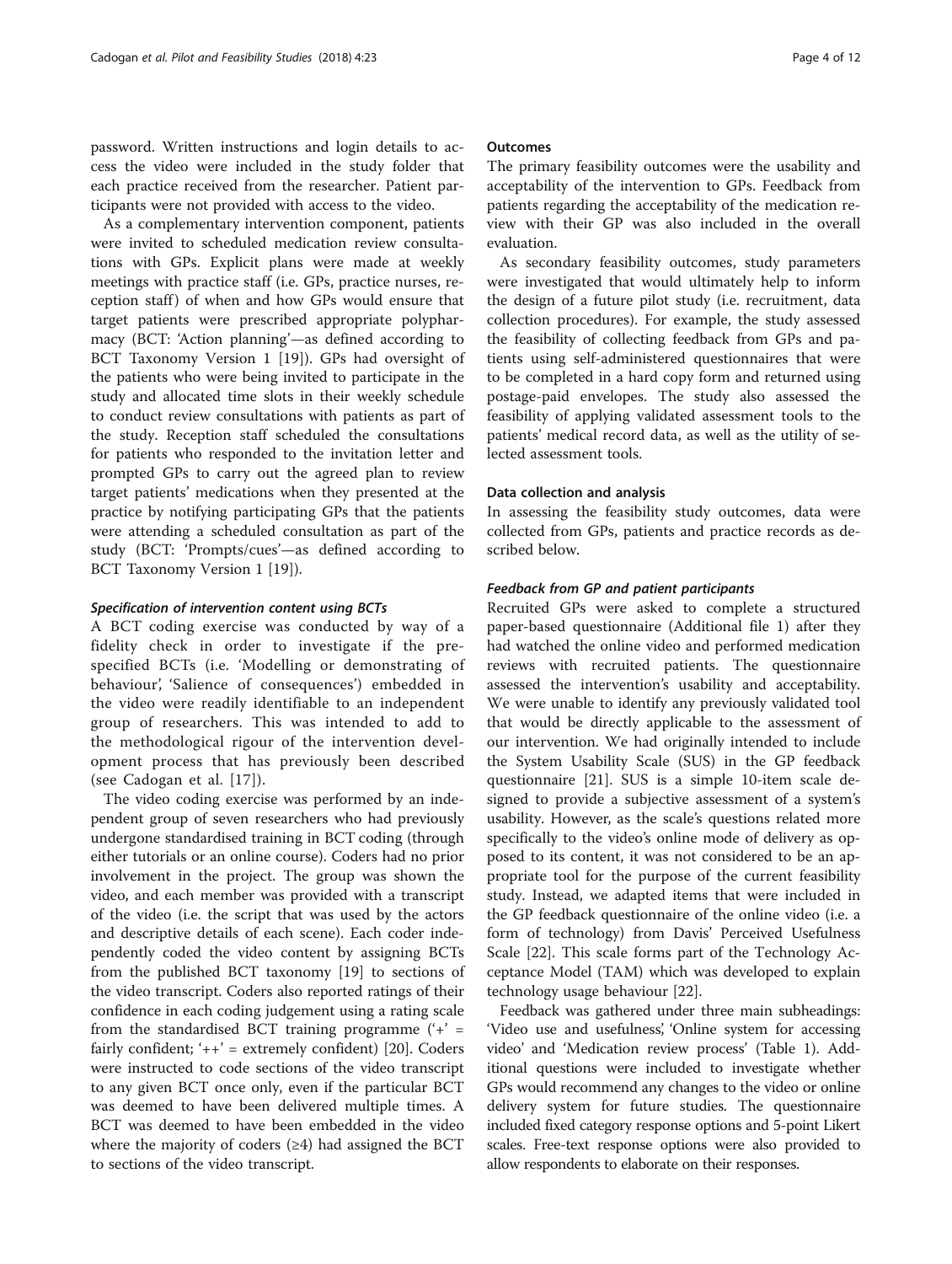password. Written instructions and login details to access the video were included in the study folder that each practice received from the researcher. Patient participants were not provided with access to the video.

As a complementary intervention component, patients were invited to scheduled medication review consultations with GPs. Explicit plans were made at weekly meetings with practice staff (i.e. GPs, practice nurses, reception staff) of when and how GPs would ensure that target patients were prescribed appropriate polypharmacy (BCT: 'Action planning'—as defined according to BCT Taxonomy Version 1 [19]). GPs had oversight of the patients who were being invited to participate in the study and allocated time slots in their weekly schedule to conduct review consultations with patients as part of the study. Reception staff scheduled the consultations for patients who responded to the invitation letter and prompted GPs to carry out the agreed plan to review target patients' medications when they presented at the practice by notifying participating GPs that the patients were attending a scheduled consultation as part of the study (BCT: 'Prompts/cues'—as defined according to BCT Taxonomy Version 1 [19]).

#### *Specification of intervention content using BCTs*

A BCT coding exercise was conducted by way of a fidelity check in order to investigate if the pre-specified BCTs (i.e. 'Modelling or demonstrating of behaviour', 'Salience of consequences') embedded in the video were readily identifiable to an independent group of researchers. This was intended to add to the methodological rigour of the intervention development process that has previously been described (see Cadogan et al. [17]).

The video coding exercise was performed by an independent group of seven researchers who had previously undergone standardised training in BCT coding (through either tutorials or an online course). Coders had no prior involvement in the project. The group was shown the video, and each member was provided with a transcript of the video (i.e. the script that was used by the actors and descriptive details of each scene). Each coder independently coded the video content by assigning BCTs from the published BCT taxonomy [19] to sections of the video transcript. Coders also reported ratings of their confidence in each coding judgement using a rating scale from the standardised BCT training programme ('+' = fairly confident; '++' = extremely confident) [20]. Coders were instructed to code sections of the video transcript to any given BCT once only, even if the particular BCT was deemed to have been delivered multiple times. A BCT was deemed to have been embedded in the video where the majority of coders (≥4) had assigned the BCT to sections of the video transcript.

### Outcomes

The primary feasibility outcomes were the usability and acceptability of the intervention to GPs. Feedback from patients regarding the acceptability of the medication review with their GP was also included in the overall evaluation.

As secondary feasibility outcomes, study parameters were investigated that would ultimately help to inform the design of a future pilot study (i.e. recruitment, data collection procedures). For example, the study assessed the feasibility of collecting feedback from GPs and patients using self-administered questionnaires that were to be completed in a hard copy form and returned using postage-paid envelopes. The study also assessed the feasibility of applying validated assessment tools to the patients' medical record data, as well as the utility of selected assessment tools.

### Data collection and analysis

In assessing the feasibility study outcomes, data were collected from GPs, patients and practice records as described below.

#### *Feedback from GP and patient participants*

Recruited GPs were asked to complete a structured paper-based questionnaire (Additional file 1) after they had watched the online video and performed medication reviews with recruited patients. The questionnaire assessed the intervention's usability and acceptability. We were unable to identify any previously validated tool that would be directly applicable to the assessment of our intervention. We had originally intended to include the System Usability Scale (SUS) in the GP feedback questionnaire [21]. SUS is a simple 10-item scale designed to provide a subjective assessment of a system's usability. However, as the scale's questions related more specifically to the video's online mode of delivery as opposed to its content, it was not considered to be an appropriate tool for the purpose of the current feasibility study. Instead, we adapted items that were included in the GP feedback questionnaire of the online video (i.e. a form of technology) from Davis' Perceived Usefulness Scale [22]. This scale forms part of the Technology Acceptance Model (TAM) which was developed to explain technology usage behaviour [22].

Feedback was gathered under three main subheadings: 'Video use and usefulness', 'Online system for accessing video' and 'Medication review process' (Table 1). Additional questions were included to investigate whether GPs would recommend any changes to the video or online delivery system for future studies. The questionnaire included fixed category response options and 5-point Likert scales. Free-text response options were also provided to allow respondents to elaborate on their responses.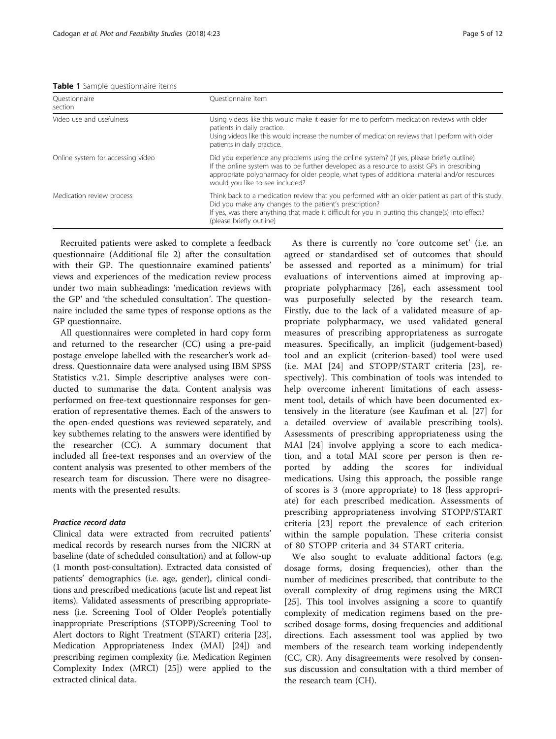**Table 1** Sample questionnaire items

| Questionnaire section | Questionnaire item |
| --- | --- |
| Video use and usefulness | Using videos like this would make it easier for me to perform medication reviews with older patients in daily practice.<br>Using videos like this would increase the number of medication reviews that I perform with older patients in daily practice. |
| Online system for accessing video | Did you experience any problems using the online system? (If yes, please briefly outline)<br>If the online system was to be further developed as a resource to assist GPs in prescribing appropriate polypharmacy for older people, what types of additional material and/or resources would you like to see included? |
| Medication review process | Think back to a medication review that you performed with an older patient as part of this study. Did you make any changes to the patient's prescription?<br>If yes, was there anything that made it difficult for you in putting this change(s) into effect? (please briefly outline) |

Recruited patients were asked to complete a feedback questionnaire (Additional file 2) after the consultation with their GP. The questionnaire examined patients' views and experiences of the medication review process under two main subheadings: 'medication reviews with the GP' and 'the scheduled consultation'. The questionnaire included the same types of response options as the GP questionnaire.

All questionnaires were completed in hard copy form and returned to the researcher (CC) using a pre-paid postage envelope labelled with the researcher's work address. Questionnaire data were analysed using IBM SPSS Statistics v.21. Simple descriptive analyses were conducted to summarise the data. Content analysis was performed on free-text questionnaire responses for generation of representative themes. Each of the answers to the open-ended questions was reviewed separately, and key subthemes relating to the answers were identified by the researcher (CC). A summary document that included all free-text responses and an overview of the content analysis was presented to other members of the research team for discussion. There were no disagreements with the presented results.

#### *Practice record data*

Clinical data were extracted from recruited patients' medical records by research nurses from the NICRN at baseline (date of scheduled consultation) and at follow-up (1 month post-consultation). Extracted data consisted of patients' demographics (i.e. age, gender), clinical conditions and prescribed medications (acute list and repeat list items). Validated assessments of prescribing appropriateness (i.e. Screening Tool of Older People's potentially inappropriate Prescriptions (STOPP)/Screening Tool to Alert doctors to Right Treatment (START) criteria [23], Medication Appropriateness Index (MAI) [24]) and prescribing regimen complexity (i.e. Medication Regimen Complexity Index (MRCI) [25]) were applied to the extracted clinical data.

As there is currently no 'core outcome set' (i.e. an agreed or standardised set of outcomes that should be assessed and reported as a minimum) for trial evaluations of interventions aimed at improving appropriate polypharmacy [26], each assessment tool was purposefully selected by the research team. Firstly, due to the lack of a validated measure of appropriate polypharmacy, we used validated general measures of prescribing appropriateness as surrogate measures. Specifically, an implicit (judgement-based) tool and an explicit (criterion-based) tool were used (i.e. MAI [24] and STOPP/START criteria [23], respectively). This combination of tools was intended to help overcome inherent limitations of each assessment tool, details of which have been documented extensively in the literature (see Kaufman et al. [27] for a detailed overview of available prescribing tools). Assessments of prescribing appropriateness using the MAI [24] involve applying a score to each medication, and a total MAI score per person is then reported by adding the scores for individual medications. Using this approach, the possible range of scores is 3 (more appropriate) to 18 (less appropriate) for each prescribed medication. Assessments of prescribing appropriateness involving STOPP/START criteria [23] report the prevalence of each criterion within the sample population. These criteria consist of 80 STOPP criteria and 34 START criteria.

We also sought to evaluate additional factors (e.g. dosage forms, dosing frequencies), other than the number of medicines prescribed, that contribute to the overall complexity of drug regimens using the MRCI [25]. This tool involves assigning a score to quantify complexity of medication regimens based on the prescribed dosage forms, dosing frequencies and additional directions. Each assessment tool was applied by two members of the research team working independently (CC, CR). Any disagreements were resolved by consensus discussion and consultation with a third member of the research team (CH).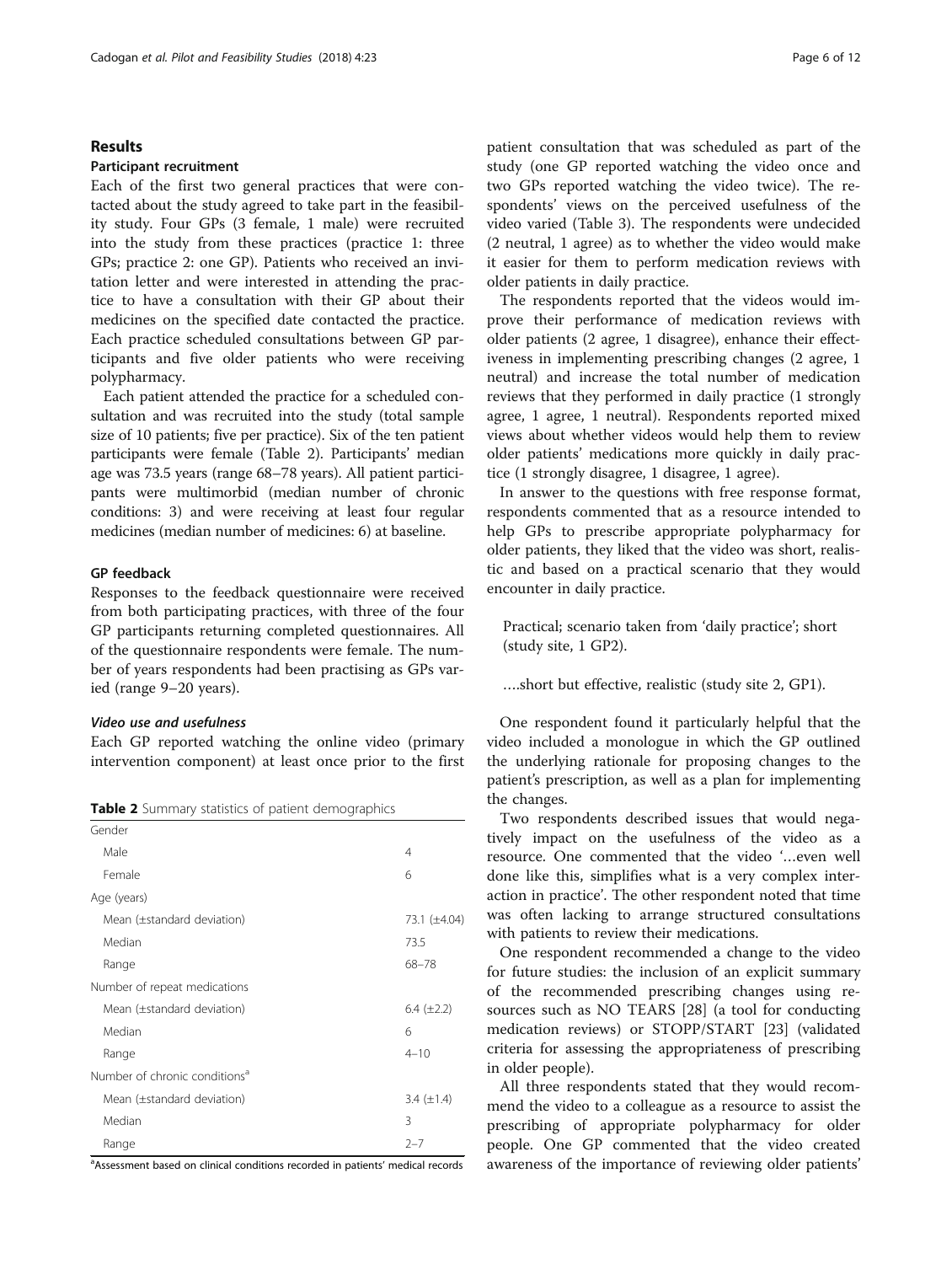## Results

### Participant recruitment

Each of the first two general practices that were contacted about the study agreed to take part in the feasibility study. Four GPs (3 female, 1 male) were recruited into the study from these practices (practice 1: three GPs; practice 2: one GP). Patients who received an invitation letter and were interested in attending the practice to have a consultation with their GP about their medicines on the specified date contacted the practice. Each practice scheduled consultations between GP participants and five older patients who were receiving polypharmacy.

Each patient attended the practice for a scheduled consultation and was recruited into the study (total sample size of 10 patients; five per practice). Six of the ten patient participants were female (Table 2). Participants' median age was 73.5 years (range 68–78 years). All patient participants were multimorbid (median number of chronic conditions: 3) and were receiving at least four regular medicines (median number of medicines: 6) at baseline.

### GP feedback

Responses to the feedback questionnaire were received from both participating practices, with three of the four GP participants returning completed questionnaires. All of the questionnaire respondents were female. The number of years respondents had been practising as GPs varied (range 9–20 years).

#### *Video use and usefulness*

Each GP reported watching the online video (primary intervention component) at least once prior to the first patient consultation that was scheduled as part of the study (one GP reported watching the video once and two GPs reported watching the video twice). The respondents' views on the perceived usefulness of the video varied (Table 3). The respondents were undecided (2 neutral, 1 agree) as to whether the video would make it easier for them to perform medication reviews with older patients in daily practice.

**Table 2** Summary statistics of patient demographics

| | |
|---|---|
| Gender | |
| Male | 4 |
| Female | 6 |
| Age (years) | |
| Mean (±standard deviation) | 73.1 (±4.04) |
| Median | 73.5 |
| Range | 68–78 |
| Number of repeat medications | |
| Mean (±standard deviation) | 6.4 (±2.2) |
| Median | 6 |
| Range | 4–10 |
| Number of chronic conditions[a] | |
| Mean (±standard deviation) | 3.4 (±1.4) |
| Median | 3 |
| Range | 2–7 |

[a]Assessment based on clinical conditions recorded in patients' medical records

The respondents reported that the videos would improve their performance of medication reviews with older patients (2 agree, 1 disagree), enhance their effectiveness in implementing prescribing changes (2 agree, 1 neutral) and increase the total number of medication reviews that they performed in daily practice (1 strongly agree, 1 agree, 1 neutral). Respondents reported mixed views about whether videos would help them to review older patients' medications more quickly in daily practice (1 strongly disagree, 1 disagree, 1 agree).

In answer to the questions with free response format, respondents commented that as a resource intended to help GPs to prescribe appropriate polypharmacy for older patients, they liked that the video was short, realistic and based on a practical scenario that they would encounter in daily practice.

> Practical; scenario taken from 'daily practice'; short (study site, 1 GP2).

> ….short but effective, realistic (study site 2, GP1).

One respondent found it particularly helpful that the video included a monologue in which the GP outlined the underlying rationale for proposing changes to the patient's prescription, as well as a plan for implementing the changes.

Two respondents described issues that would negatively impact on the usefulness of the video as a resource. One commented that the video '…even well done like this, simplifies what is a very complex interaction in practice'. The other respondent noted that time was often lacking to arrange structured consultations with patients to review their medications.

One respondent recommended a change to the video for future studies: the inclusion of an explicit summary of the recommended prescribing changes using resources such as NO TEARS [28] (a tool for conducting medication reviews) or STOPP/START [23] (validated criteria for assessing the appropriateness of prescribing in older people).

All three respondents stated that they would recommend the video to a colleague as a resource to assist the prescribing of appropriate polypharmacy for older people. One GP commented that the video created awareness of the importance of reviewing older patients'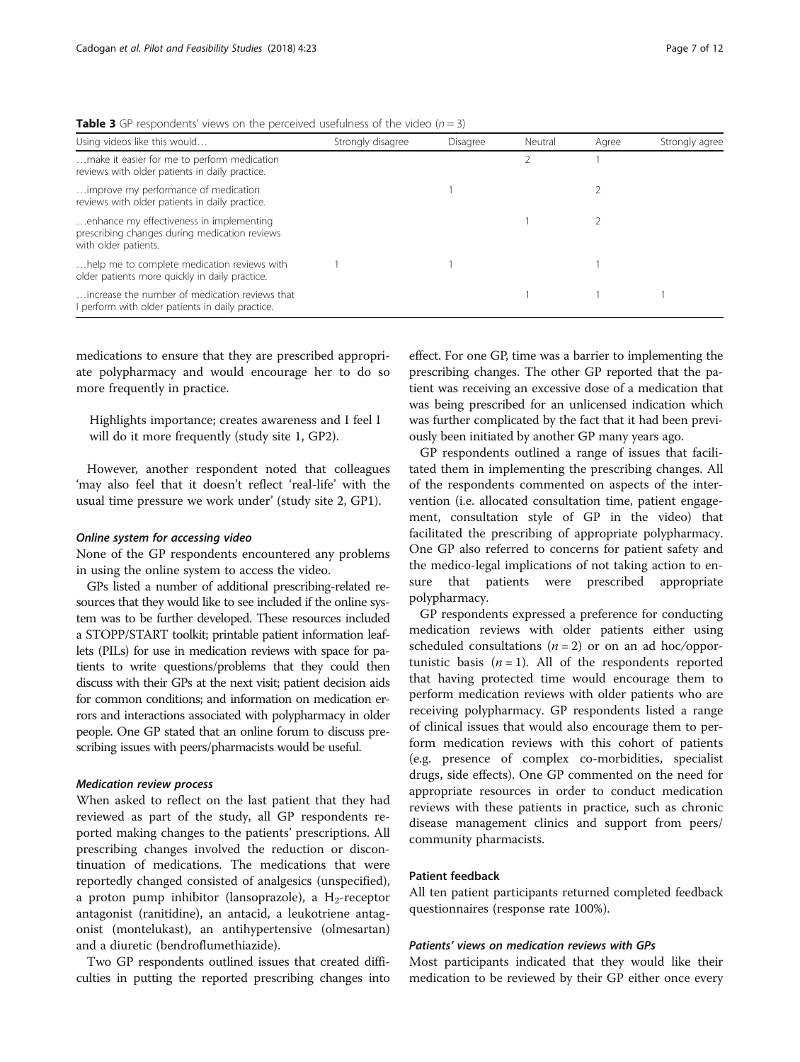**Table 3** GP respondents' views on the perceived usefulness of the video ($n = 3$)

| Using videos like this would… | Strongly disagree | Disagree | Neutral | Agree | Strongly agree |
|---|---|---|---|---|---|
| …make it easier for me to perform medication reviews with older patients in daily practice. | | | 2 | 1 | |
| …improve my performance of medication reviews with older patients in daily practice. | | 1 | | 2 | |
| …enhance my effectiveness in implementing prescribing changes during medication reviews with older patients. | | | 1 | 2 | |
| …help me to complete medication reviews with older patients more quickly in daily practice. | 1 | 1 | | 1 | |
| …increase the number of medication reviews that I perform with older patients in daily practice. | | | 1 | 1 | 1 |

medications to ensure that they are prescribed appropriate polypharmacy and would encourage her to do so more frequently in practice.

> Highlights importance; creates awareness and I feel I will do it more frequently (study site 1, GP2).

However, another respondent noted that colleagues 'may also feel that it doesn't reflect 'real-life' with the usual time pressure we work under' (study site 2, GP1).

#### Online system for accessing video

None of the GP respondents encountered any problems in using the online system to access the video.

GPs listed a number of additional prescribing-related resources that they would like to see included if the online system was to be further developed. These resources included a STOPP/START toolkit; printable patient information leaflets (PILs) for use in medication reviews with space for patients to write questions/problems that they could then discuss with their GPs at the next visit; patient decision aids for common conditions; and information on medication errors and interactions associated with polypharmacy in older people. One GP stated that an online forum to discuss prescribing issues with peers/pharmacists would be useful.

#### Medication review process

When asked to reflect on the last patient that they had reviewed as part of the study, all GP respondents reported making changes to the patients' prescriptions. All prescribing changes involved the reduction or discontinuation of medications. The medications that were reportedly changed consisted of analgesics (unspecified), a proton pump inhibitor (lansoprazole), a $H_2$-receptor antagonist (ranitidine), an antacid, a leukotriene antagonist (montelukast), an antihypertensive (olmesartan) and a diuretic (bendroflumethiazide).

Two GP respondents outlined issues that created difficulties in putting the reported prescribing changes into effect. For one GP, time was a barrier to implementing the prescribing changes. The other GP reported that the patient was receiving an excessive dose of a medication that was being prescribed for an unlicensed indication which was further complicated by the fact that it had been previously been initiated by another GP many years ago.

GP respondents outlined a range of issues that facilitated them in implementing the prescribing changes. All of the respondents commented on aspects of the intervention (i.e. allocated consultation time, patient engagement, consultation style of GP in the video) that facilitated the prescribing of appropriate polypharmacy. One GP also referred to concerns for patient safety and the medico-legal implications of not taking action to ensure that patients were prescribed appropriate polypharmacy.

GP respondents expressed a preference for conducting medication reviews with older patients either using scheduled consultations ($n = 2$) or on an ad hoc/opportunistic basis ($n = 1$). All of the respondents reported that having protected time would encourage them to perform medication reviews with older patients who are receiving polypharmacy. GP respondents listed a range of clinical issues that would also encourage them to perform medication reviews with this cohort of patients (e.g. presence of complex co-morbidities, specialist drugs, side effects). One GP commented on the need for appropriate resources in order to conduct medication reviews with these patients in practice, such as chronic disease management clinics and support from peers/community pharmacists.

### Patient feedback

All ten patient participants returned completed feedback questionnaires (response rate 100%).

#### Patients' views on medication reviews with GPs

Most participants indicated that they would like their medication to be reviewed by their GP either once every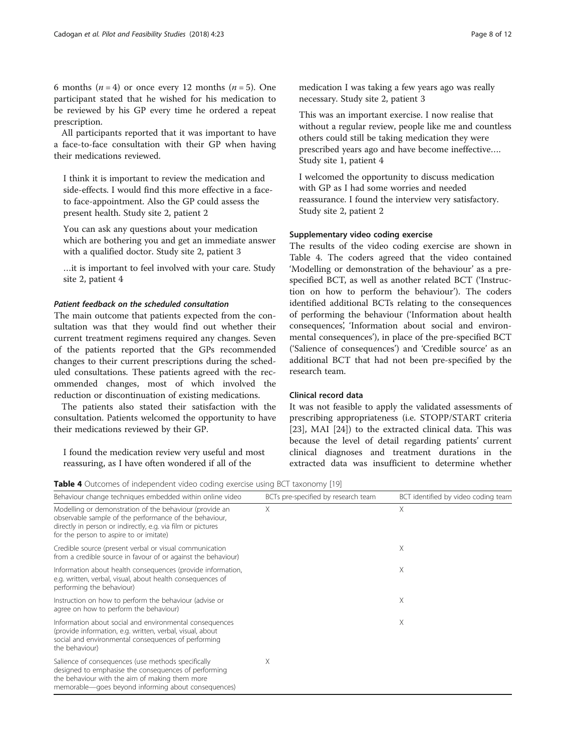6 months ($n = 4$) or once every 12 months ($n = 5$). One participant stated that he wished for his medication to be reviewed by his GP every time he ordered a repeat prescription.

All participants reported that it was important to have a face-to-face consultation with their GP when having their medications reviewed.

> I think it is important to review the medication and side-effects. I would find this more effective in a face-to face-appointment. Also the GP could assess the present health. Study site 2, patient 2

> You can ask any questions about your medication which are bothering you and get an immediate answer with a qualified doctor. Study site 2, patient 3

> …it is important to feel involved with your care. Study site 2, patient 4

#### *Patient feedback on the scheduled consultation*

The main outcome that patients expected from the consultation was that they would find out whether their current treatment regimens required any changes. Seven of the patients reported that the GPs recommended changes to their current prescriptions during the scheduled consultations. These patients agreed with the recommended changes, most of which involved the reduction or discontinuation of existing medications.

The patients also stated their satisfaction with the consultation. Patients welcomed the opportunity to have their medications reviewed by their GP.

> I found the medication review very useful and most reassuring, as I have often wondered if all of the medication I was taking a few years ago was really necessary. Study site 2, patient 3

> This was an important exercise. I now realise that without a regular review, people like me and countless others could still be taking medication they were prescribed years ago and have become ineffective…. Study site 1, patient 4

> I welcomed the opportunity to discuss medication with GP as I had some worries and needed reassurance. I found the interview very satisfactory. Study site 2, patient 2

### Supplementary video coding exercise

The results of the video coding exercise are shown in Table 4. The coders agreed that the video contained 'Modelling or demonstration of the behaviour' as a pre-specified BCT, as well as another related BCT ('Instruction on how to perform the behaviour'). The coders identified additional BCTs relating to the consequences of performing the behaviour ('Information about health consequences', 'Information about social and environmental consequences'), in place of the pre-specified BCT ('Salience of consequences') and 'Credible source' as an additional BCT that had not been pre-specified by the research team.

### Clinical record data

It was not feasible to apply the validated assessments of prescribing appropriateness (i.e. STOPP/START criteria [23], MAI [24]) to the extracted clinical data. This was because the level of detail regarding patients' current clinical diagnoses and treatment durations in the extracted data was insufficient to determine whether

**Table 4** Outcomes of independent video coding exercise using BCT taxonomy [19]

| Behaviour change techniques embedded within online video | BCTs pre-specified by research team | BCT identified by video coding team |
|---|---|---|
| Modelling or demonstration of the behaviour (provide an observable sample of the performance of the behaviour, directly in person or indirectly, e.g. via film or pictures for the person to aspire to or imitate) | X | X |
| Credible source (present verbal or visual communication from a credible source in favour of or against the behaviour) | | X |
| Information about health consequences (provide information, e.g. written, verbal, visual, about health consequences of performing the behaviour) | | X |
| Instruction on how to perform the behaviour (advise or agree on how to perform the behaviour) | | X |
| Information about social and environmental consequences (provide information, e.g. written, verbal, visual, about social and environmental consequences of performing the behaviour) | | X |
| Salience of consequences (use methods specifically designed to emphasise the consequences of performing the behaviour with the aim of making them more memorable—goes beyond informing about consequences) | X | |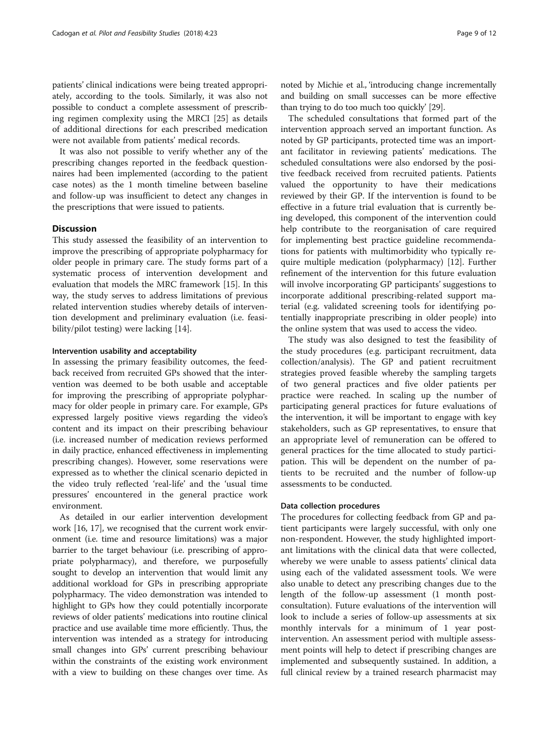patients' clinical indications were being treated appropriately, according to the tools. Similarly, it was also not possible to conduct a complete assessment of prescribing regimen complexity using the MRCI [25] as details of additional directions for each prescribed medication were not available from patients' medical records.

It was also not possible to verify whether any of the prescribing changes reported in the feedback questionnaires had been implemented (according to the patient case notes) as the 1 month timeline between baseline and follow-up was insufficient to detect any changes in the prescriptions that were issued to patients.

## Discussion

This study assessed the feasibility of an intervention to improve the prescribing of appropriate polypharmacy for older people in primary care. The study forms part of a systematic process of intervention development and evaluation that models the MRC framework [15]. In this way, the study serves to address limitations of previous related intervention studies whereby details of intervention development and preliminary evaluation (i.e. feasibility/pilot testing) were lacking [14].

### Intervention usability and acceptability

In assessing the primary feasibility outcomes, the feedback received from recruited GPs showed that the intervention was deemed to be both usable and acceptable for improving the prescribing of appropriate polypharmacy for older people in primary care. For example, GPs expressed largely positive views regarding the video's content and its impact on their prescribing behaviour (i.e. increased number of medication reviews performed in daily practice, enhanced effectiveness in implementing prescribing changes). However, some reservations were expressed as to whether the clinical scenario depicted in the video truly reflected 'real-life' and the 'usual time pressures' encountered in the general practice work environment.

As detailed in our earlier intervention development work [16, 17], we recognised that the current work environment (i.e. time and resource limitations) was a major barrier to the target behaviour (i.e. prescribing of appropriate polypharmacy), and therefore, we purposefully sought to develop an intervention that would limit any additional workload for GPs in prescribing appropriate polypharmacy. The video demonstration was intended to highlight to GPs how they could potentially incorporate reviews of older patients' medications into routine clinical practice and use available time more efficiently. Thus, the intervention was intended as a strategy for introducing small changes into GPs' current prescribing behaviour within the constraints of the existing work environment with a view to building on these changes over time. As noted by Michie et al., 'introducing change incrementally and building on small successes can be more effective than trying to do too much too quickly' [29].

The scheduled consultations that formed part of the intervention approach served an important function. As noted by GP participants, protected time was an important facilitator in reviewing patients' medications. The scheduled consultations were also endorsed by the positive feedback received from recruited patients. Patients valued the opportunity to have their medications reviewed by their GP. If the intervention is found to be effective in a future trial evaluation that is currently being developed, this component of the intervention could help contribute to the reorganisation of care required for implementing best practice guideline recommendations for patients with multimorbidity who typically require multiple medication (polypharmacy) [12]. Further refinement of the intervention for this future evaluation will involve incorporating GP participants' suggestions to incorporate additional prescribing-related support material (e.g. validated screening tools for identifying potentially inappropriate prescribing in older people) into the online system that was used to access the video.

The study was also designed to test the feasibility of the study procedures (e.g. participant recruitment, data collection/analysis). The GP and patient recruitment strategies proved feasible whereby the sampling targets of two general practices and five older patients per practice were reached. In scaling up the number of participating general practices for future evaluations of the intervention, it will be important to engage with key stakeholders, such as GP representatives, to ensure that an appropriate level of remuneration can be offered to general practices for the time allocated to study participation. This will be dependent on the number of patients to be recruited and the number of follow-up assessments to be conducted.

### Data collection procedures

The procedures for collecting feedback from GP and patient participants were largely successful, with only one non-respondent. However, the study highlighted important limitations with the clinical data that were collected, whereby we were unable to assess patients' clinical data using each of the validated assessment tools. We were also unable to detect any prescribing changes due to the length of the follow-up assessment (1 month post-consultation). Future evaluations of the intervention will look to include a series of follow-up assessments at six monthly intervals for a minimum of 1 year post-intervention. An assessment period with multiple assessment points will help to detect if prescribing changes are implemented and subsequently sustained. In addition, a full clinical review by a trained research pharmacist may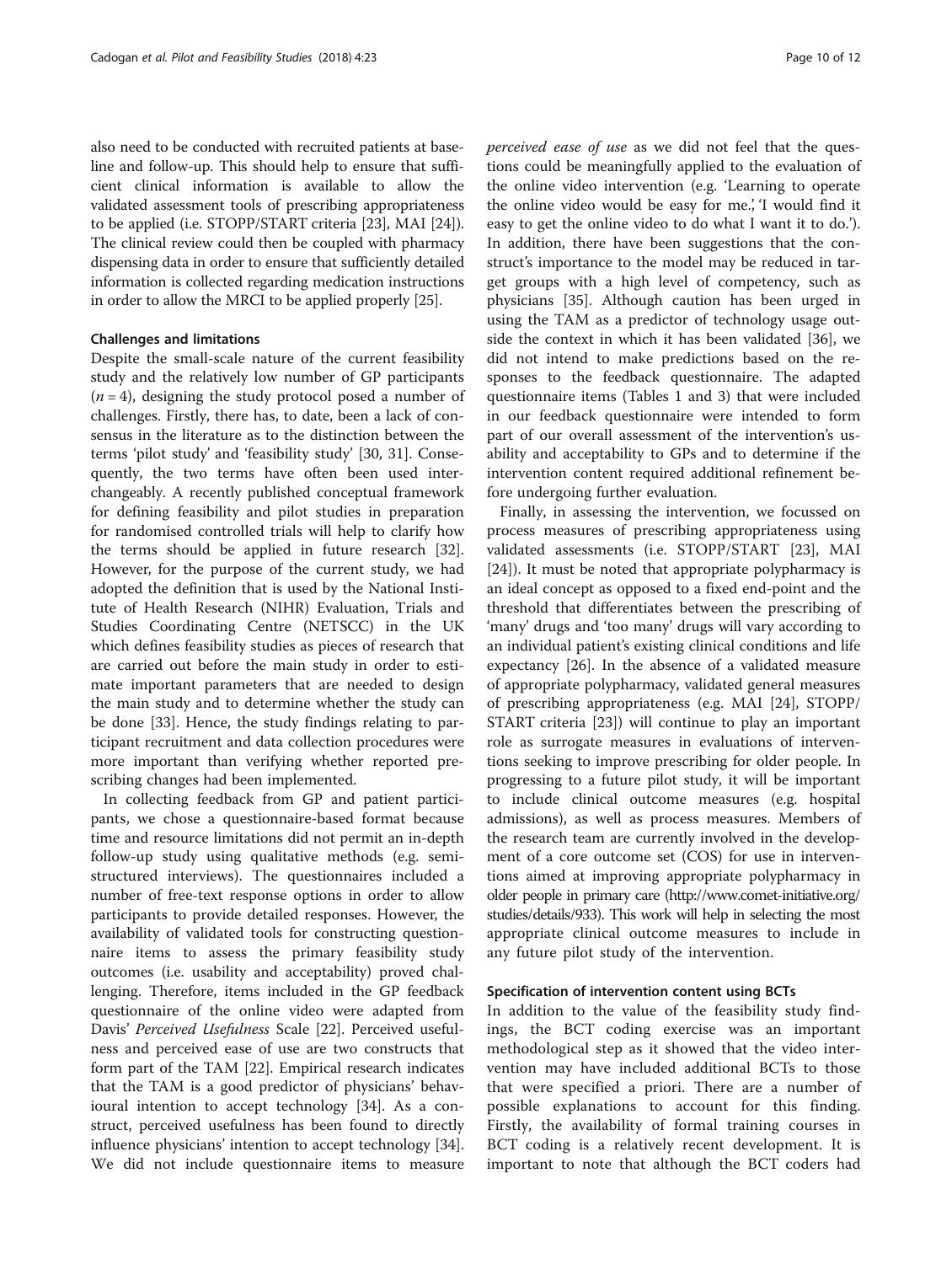also need to be conducted with recruited patients at baseline and follow-up. This should help to ensure that sufficient clinical information is available to allow the validated assessment tools of prescribing appropriateness to be applied (i.e. STOPP/START criteria [23], MAI [24]). The clinical review could then be coupled with pharmacy dispensing data in order to ensure that sufficiently detailed information is collected regarding medication instructions in order to allow the MRCI to be applied properly [25].

### Challenges and limitations

Despite the small-scale nature of the current feasibility study and the relatively low number of GP participants ($n = 4$), designing the study protocol posed a number of challenges. Firstly, there has, to date, been a lack of consensus in the literature as to the distinction between the terms 'pilot study' and 'feasibility study' [30, 31]. Consequently, the two terms have often been used interchangeably. A recently published conceptual framework for defining feasibility and pilot studies in preparation for randomised controlled trials will help to clarify how the terms should be applied in future research [32]. However, for the purpose of the current study, we had adopted the definition that is used by the National Institute of Health Research (NIHR) Evaluation, Trials and Studies Coordinating Centre (NETSCC) in the UK which defines feasibility studies as pieces of research that are carried out before the main study in order to estimate important parameters that are needed to design the main study and to determine whether the study can be done [33]. Hence, the study findings relating to participant recruitment and data collection procedures were more important than verifying whether reported prescribing changes had been implemented.

In collecting feedback from GP and patient participants, we chose a questionnaire-based format because time and resource limitations did not permit an in-depth follow-up study using qualitative methods (e.g. semi-structured interviews). The questionnaires included a number of free-text response options in order to allow participants to provide detailed responses. However, the availability of validated tools for constructing questionnaire items to assess the primary feasibility study outcomes (i.e. usability and acceptability) proved challenging. Therefore, items included in the GP feedback questionnaire of the online video were adapted from Davis' *Perceived Usefulness* Scale [22]. Perceived usefulness and perceived ease of use are two constructs that form part of the TAM [22]. Empirical research indicates that the TAM is a good predictor of physicians' behavioural intention to accept technology [34]. As a construct, perceived usefulness has been found to directly influence physicians' intention to accept technology [34]. We did not include questionnaire items to measure *perceived ease of use* as we did not feel that the questions could be meaningfully applied to the evaluation of the online video intervention (e.g. 'Learning to operate the online video would be easy for me.', 'I would find it easy to get the online video to do what I want it to do.'). In addition, there have been suggestions that the construct's importance to the model may be reduced in target groups with a high level of competency, such as physicians [35]. Although caution has been urged in using the TAM as a predictor of technology usage outside the context in which it has been validated [36], we did not intend to make predictions based on the responses to the feedback questionnaire. The adapted questionnaire items (Tables 1 and 3) that were included in our feedback questionnaire were intended to form part of our overall assessment of the intervention's usability and acceptability to GPs and to determine if the intervention content required additional refinement before undergoing further evaluation.

Finally, in assessing the intervention, we focussed on process measures of prescribing appropriateness using validated assessments (i.e. STOPP/START [23], MAI [24]). It must be noted that appropriate polypharmacy is an ideal concept as opposed to a fixed end-point and the threshold that differentiates between the prescribing of 'many' drugs and 'too many' drugs will vary according to an individual patient's existing clinical conditions and life expectancy [26]. In the absence of a validated measure of appropriate polypharmacy, validated general measures of prescribing appropriateness (e.g. MAI [24], STOPP/START criteria [23]) will continue to play an important role as surrogate measures in evaluations of interventions seeking to improve prescribing for older people. In progressing to a future pilot study, it will be important to include clinical outcome measures (e.g. hospital admissions), as well as process measures. Members of the research team are currently involved in the development of a core outcome set (COS) for use in interventions aimed at improving appropriate polypharmacy in older people in primary care (http://www.comet-initiative.org/studies/details/933). This work will help in selecting the most appropriate clinical outcome measures to include in any future pilot study of the intervention.

### Specification of intervention content using BCTs

In addition to the value of the feasibility study findings, the BCT coding exercise was an important methodological step as it showed that the video intervention may have included additional BCTs to those that were specified a priori. There are a number of possible explanations to account for this finding. Firstly, the availability of formal training courses in BCT coding is a relatively recent development. It is important to note that although the BCT coders had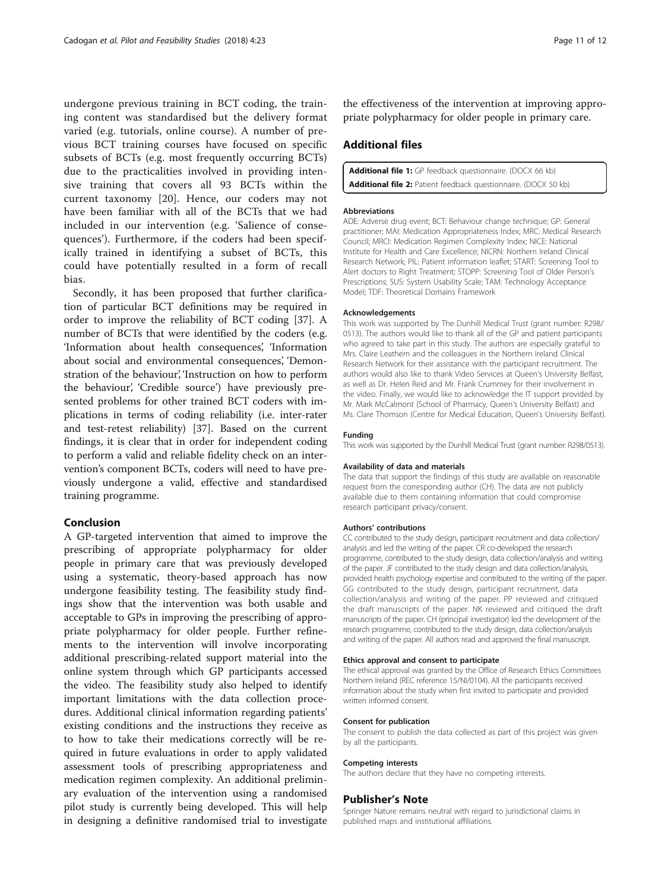undergone previous training in BCT coding, the training content was standardised but the delivery format varied (e.g. tutorials, online course). A number of previous BCT training courses have focused on specific subsets of BCTs (e.g. most frequently occurring BCTs) due to the practicalities involved in providing intensive training that covers all 93 BCTs within the current taxonomy [20]. Hence, our coders may not have been familiar with all of the BCTs that we had included in our intervention (e.g. 'Salience of consequences'). Furthermore, if the coders had been specifically trained in identifying a subset of BCTs, this could have potentially resulted in a form of recall bias.

Secondly, it has been proposed that further clarification of particular BCT definitions may be required in order to improve the reliability of BCT coding [37]. A number of BCTs that were identified by the coders (e.g. 'Information about health consequences', 'Information about social and environmental consequences', 'Demonstration of the behaviour', 'Instruction on how to perform the behaviour', 'Credible source') have previously presented problems for other trained BCT coders with implications in terms of coding reliability (i.e. inter-rater and test-retest reliability) [37]. Based on the current findings, it is clear that in order for independent coding to perform a valid and reliable fidelity check on an intervention's component BCTs, coders will need to have previously undergone a valid, effective and standardised training programme.

## Conclusion

A GP-targeted intervention that aimed to improve the prescribing of appropriate polypharmacy for older people in primary care that was previously developed using a systematic, theory-based approach has now undergone feasibility testing. The feasibility study findings show that the intervention was both usable and acceptable to GPs in improving the prescribing of appropriate polypharmacy for older people. Further refinements to the intervention will involve incorporating additional prescribing-related support material into the online system through which GP participants accessed the video. The feasibility study also helped to identify important limitations with the data collection procedures. Additional clinical information regarding patients' existing conditions and the instructions they receive as to how to take their medications correctly will be required in future evaluations in order to apply validated assessment tools of prescribing appropriateness and medication regimen complexity. An additional preliminary evaluation of the intervention using a randomised pilot study is currently being developed. This will help in designing a definitive randomised trial to investigate the effectiveness of the intervention at improving appropriate polypharmacy for older people in primary care.

## Additional files

**Additional file 1:** GP feedback questionnaire. (DOCX 66 kb)

**Additional file 2:** Patient feedback questionnaire. (DOCX 50 kb)

#### Abbreviations

ADE: Adverse drug event; BCT: Behaviour change technique; GP: General practitioner; MAI: Medication Appropriateness Index; MRC: Medical Research Council; MRCI: Medication Regimen Complexity Index; NICE: National Institute for Health and Care Excellence; NICRN: Northern Ireland Clinical Research Network; PIL: Patient information leaflet; START: Screening Tool to Alert doctors to Right Treatment; STOPP: Screening Tool of Older Person's Prescriptions; SUS: System Usability Scale; TAM: Technology Acceptance Model; TDF: Theoretical Domains Framework

#### Acknowledgements

This work was supported by The Dunhill Medical Trust (grant number: R298/0513). The authors would like to thank all of the GP and patient participants who agreed to take part in this study. The authors are especially grateful to Mrs. Claire Leathem and the colleagues in the Northern Ireland Clinical Research Network for their assistance with the participant recruitment. The authors would also like to thank Video Services at Queen's University Belfast, as well as Dr. Helen Reid and Mr. Frank Crummey for their involvement in the video. Finally, we would like to acknowledge the IT support provided by Mr. Mark McCalmont (School of Pharmacy, Queen's University Belfast) and Ms. Clare Thomson (Centre for Medical Education, Queen's University Belfast).

#### Funding

This work was supported by the Dunhill Medical Trust (grant number: R298/0513).

#### Availability of data and materials

The data that support the findings of this study are available on reasonable request from the corresponding author (CH). The data are not publicly available due to them containing information that could compromise research participant privacy/consent.

#### Authors' contributions

CC contributed to the study design, participant recruitment and data collection/analysis and led the writing of the paper. CR co-developed the research programme, contributed to the study design, data collection/analysis and writing of the paper. JF contributed to the study design and data collection/analysis, provided health psychology expertise and contributed to the writing of the paper. GG contributed to the study design, participant recruitment, data collection/analysis and writing of the paper. PP reviewed and critiqued the draft manuscripts of the paper. NK reviewed and critiqued the draft manuscripts of the paper. CH (principal investigator) led the development of the research programme, contributed to the study design, data collection/analysis and writing of the paper. All authors read and approved the final manuscript.

#### Ethics approval and consent to participate

The ethical approval was granted by the Office of Research Ethics Committees Northern Ireland (REC reference 15/NI/0104). All the participants received information about the study when first invited to participate and provided written informed consent.

#### Consent for publication

The consent to publish the data collected as part of this project was given by all the participants.

#### Competing interests

The authors declare that they have no competing interests.

## Publisher's Note

Springer Nature remains neutral with regard to jurisdictional claims in published maps and institutional affiliations.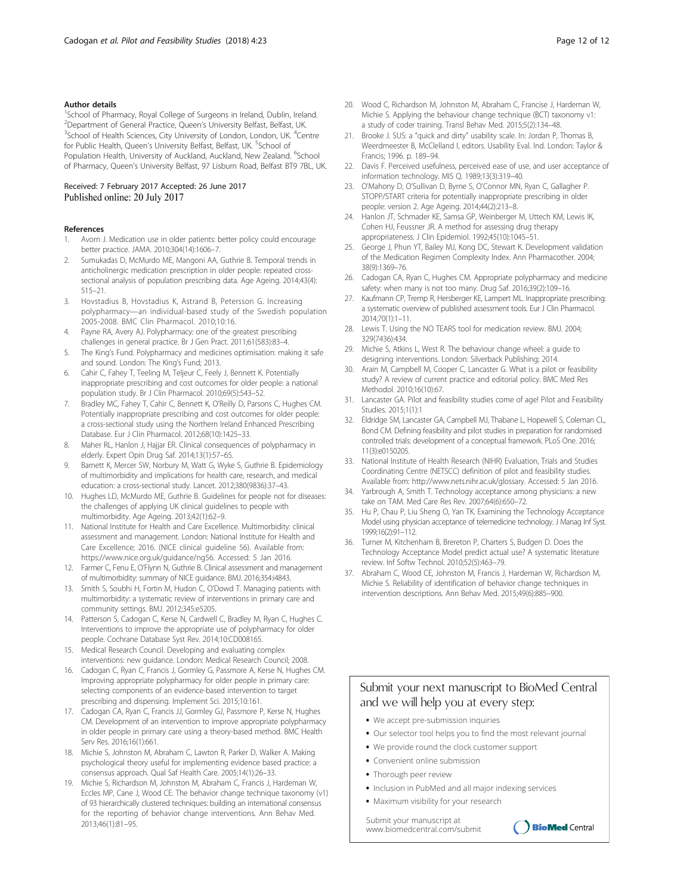#### Author details

[1]School of Pharmacy, Royal College of Surgeons in Ireland, Dublin, Ireland. [2]Department of General Practice, Queen's University Belfast, Belfast, UK. [3]School of Health Sciences, City University of London, London, UK. [4]Centre for Public Health, Queen's University Belfast, Belfast, UK. [5]School of Population Health, University of Auckland, Auckland, New Zealand. [6]School of Pharmacy, Queen's University Belfast, 97 Lisburn Road, Belfast BT9 7BL, UK.

Received: 7 February 2017 Accepted: 26 June 2017
Published online: 20 July 2017

#### References

1. Avorn J. Medication use in older patients: better policy could encourage better practice. JAMA. 2010;304(14):1606–7.
2. Sumukadas D, McMurdo ME, Mangoni AA, Guthrie B. Temporal trends in anticholinergic medication prescription in older people: repeated cross-sectional analysis of population prescribing data. Age Ageing. 2014;43(4): 515–21.
3. Hovstadius B, Hovstadius K, Astrand B, Petersson G. Increasing polypharmacy—an individual-based study of the Swedish population 2005-2008. BMC Clin Pharmacol. 2010;10:16.
4. Payne RA, Avery AJ. Polypharmacy: one of the greatest prescribing challenges in general practice. Br J Gen Pract. 2011;61(583):83–4.
5. The King's Fund. Polypharmacy and medicines optimisation: making it safe and sound. London: The King's Fund; 2013.
6. Cahir C, Fahey T, Teeling M, Teljeur C, Feely J, Bennett K. Potentially inappropriate prescribing and cost outcomes for older people: a national population study. Br J Clin Pharmacol. 2010;69(5):543–52.
7. Bradley MC, Fahey T, Cahir C, Bennett K, O'Reilly D, Parsons C, Hughes CM. Potentially inappropriate prescribing and cost outcomes for older people: a cross-sectional study using the Northern Ireland Enhanced Prescribing Database. Eur J Clin Pharmacol. 2012;68(10):1425–33.
8. Maher RL, Hanlon J, Hajjar ER. Clinical consequences of polypharmacy in elderly. Expert Opin Drug Saf. 2014;13(1):57–65.
9. Barnett K, Mercer SW, Norbury M, Watt G, Wyke S, Guthrie B. Epidemiology of multimorbidity and implications for health care, research, and medical education: a cross-sectional study. Lancet. 2012;380(9836):37–43.
10. Hughes LD, McMurdo ME, Guthrie B. Guidelines for people not for diseases: the challenges of applying UK clinical guidelines to people with multimorbidity. Age Ageing. 2013;42(1):62–9.
11. National Institute for Health and Care Excellence. Multimorbidity: clinical assessment and management. London: National Institute for Health and Care Excellence; 2016. (NICE clinical guideline 56). Available from: https://www.nice.org.uk/guidance/ng56. Accessed: 5 Jan 2016.
12. Farmer C, Fenu E, O'Flynn N, Guthrie B. Clinical assessment and management of multimorbidity: summary of NICE guidance. BMJ. 2016;354:i4843.
13. Smith S, Soubhi H, Fortin M, Hudon C, O'Dowd T. Managing patients with multimorbidity: a systematic review of interventions in primary care and community settings. BMJ. 2012;345:e5205.
14. Patterson S, Cadogan C, Kerse N, Cardwell C, Bradley M, Ryan C, Hughes C. Interventions to improve the appropriate use of polypharmacy for older people. Cochrane Database Syst Rev. 2014;10:CD008165.
15. Medical Research Council. Developing and evaluating complex interventions: new guidance. London: Medical Research Council; 2008.
16. Cadogan C, Ryan C, Francis J, Gormley G, Passmore A, Kerse N, Hughes CM. Improving appropriate polypharmacy for older people in primary care: selecting components of an evidence-based intervention to target prescribing and dispensing. Implement Sci. 2015;10:161.
17. Cadogan CA, Ryan C, Francis JJ, Gormley GJ, Passmore P, Kerse N, Hughes CM. Development of an intervention to improve appropriate polypharmacy in older people in primary care using a theory-based method. BMC Health Serv Res. 2016;16(1):661.
18. Michie S, Johnston M, Abraham C, Lawton R, Parker D, Walker A. Making psychological theory useful for implementing evidence based practice: a consensus approach. Qual Saf Health Care. 2005;14(1):26–33.
19. Michie S, Richardson M, Johnston M, Abraham C, Francis J, Hardeman W, Eccles MP, Cane J, Wood CE. The behavior change technique taxonomy (v1) of 93 hierarchically clustered techniques: building an international consensus for the reporting of behavior change interventions. Ann Behav Med. 2013;46(1):81–95.
20. Wood C, Richardson M, Johnston M, Abraham C, Francise J, Hardeman W, Michie S. Applying the behaviour change technique (BCT) taxonomy v1: a study of coder training. Transl Behav Med. 2015;5(2):134–48.
21. Brooke J. SUS: a "quick and dirty" usability scale. In: Jordan P, Thomas B, Weerdmeester B, McClelland I, editors. Usability Eval. Ind. London: Taylor & Francis; 1996. p. 189–94.
22. Davis F. Perceived usefulness, perceived ease of use, and user acceptance of information technology. MIS Q. 1989;13(3):319–40.
23. O'Mahony D, O'Sullivan D, Byrne S, O'Connor MN, Ryan C, Gallagher P. STOPP/START criteria for potentially inappropriate prescribing in older people: version 2. Age Ageing. 2014;44(2):213–8.
24. Hanlon JT, Schmader KE, Samsa GP, Weinberger M, Uttech KM, Lewis IK, Cohen HJ, Feussner JR. A method for assessing drug therapy appropriateness. J Clin Epidemiol. 1992;45(10):1045–51.
25. George J, Phun YT, Bailey MJ, Kong DC, Stewart K. Development validation of the Medication Regimen Complexity Index. Ann Pharmacother. 2004; 38(9):1369–76.
26. Cadogan CA, Ryan C, Hughes CM. Appropriate polypharmacy and medicine safety: when many is not too many. Drug Saf. 2016;39(2):109–16.
27. Kaufmann CP, Tremp R, Hersberger KE, Lampert ML. Inappropriate prescribing: a systematic overview of published assessment tools. Eur J Clin Pharmacol. 2014;70(1):1–11.
28. Lewis T. Using the NO TEARS tool for medication review. BMJ. 2004; 329(7436):434.
29. Michie S, Atkins L, West R. The behaviour change wheel: a guide to designing interventions. London: Silverback Publishing; 2014.
30. Arain M, Campbell M, Cooper C, Lancaster G. What is a pilot or feasibility study? A review of current practice and editorial policy. BMC Med Res Methodol. 2010;16(10):67.
31. Lancaster GA. Pilot and feasibility studies come of age! Pilot and Feasibility Studies. 2015;1(1):1
32. Eldridge SM, Lancaster GA, Campbell MJ, Thabane L, Hopewell S, Coleman CL, Bond CM. Defining feasibility and pilot studies in preparation for randomised controlled trials: development of a conceptual framework. PLoS One. 2016; 11(3):e0150205.
33. National Institute of Health Research (NIHR) Evaluation, Trials and Studies Coordinating Centre (NETSCC) definition of pilot and feasibility studies. Available from: http://www.nets.nihr.ac.uk/glossary. Accessed: 5 Jan 2016.
34. Yarbrough A, Smith T. Technology acceptance among physicians: a new take on TAM. Med Care Res Rev. 2007;64(6):650–72.
35. Hu P, Chau P, Liu Sheng O, Yan TK. Examining the Technology Acceptance Model using physician acceptance of telemedicine technology. J Manag Inf Syst. 1999;16(2):91–112.
36. Turner M, Kitchenham B, Brereton P, Charters S, Budgen D. Does the Technology Acceptance Model predict actual use? A systematic literature review. Inf Softw Technol. 2010;52(5):463–79.
37. Abraham C, Wood CE, Johnston M, Francis J, Hardeman W, Richardson M, Michie S. Reliability of identification of behavior change techniques in intervention descriptions. Ann Behav Med. 2015;49(6):885–900.

Submit your next manuscript to BioMed Central and we will help you at every step:

- We accept pre-submission inquiries
- Our selector tool helps you to find the most relevant journal
- We provide round the clock customer support
- Convenient online submission
- Thorough peer review
- Inclusion in PubMed and all major indexing services
- Maximum visibility for your research

Submit your manuscript at www.biomedcentral.com/submit

BioMed Central